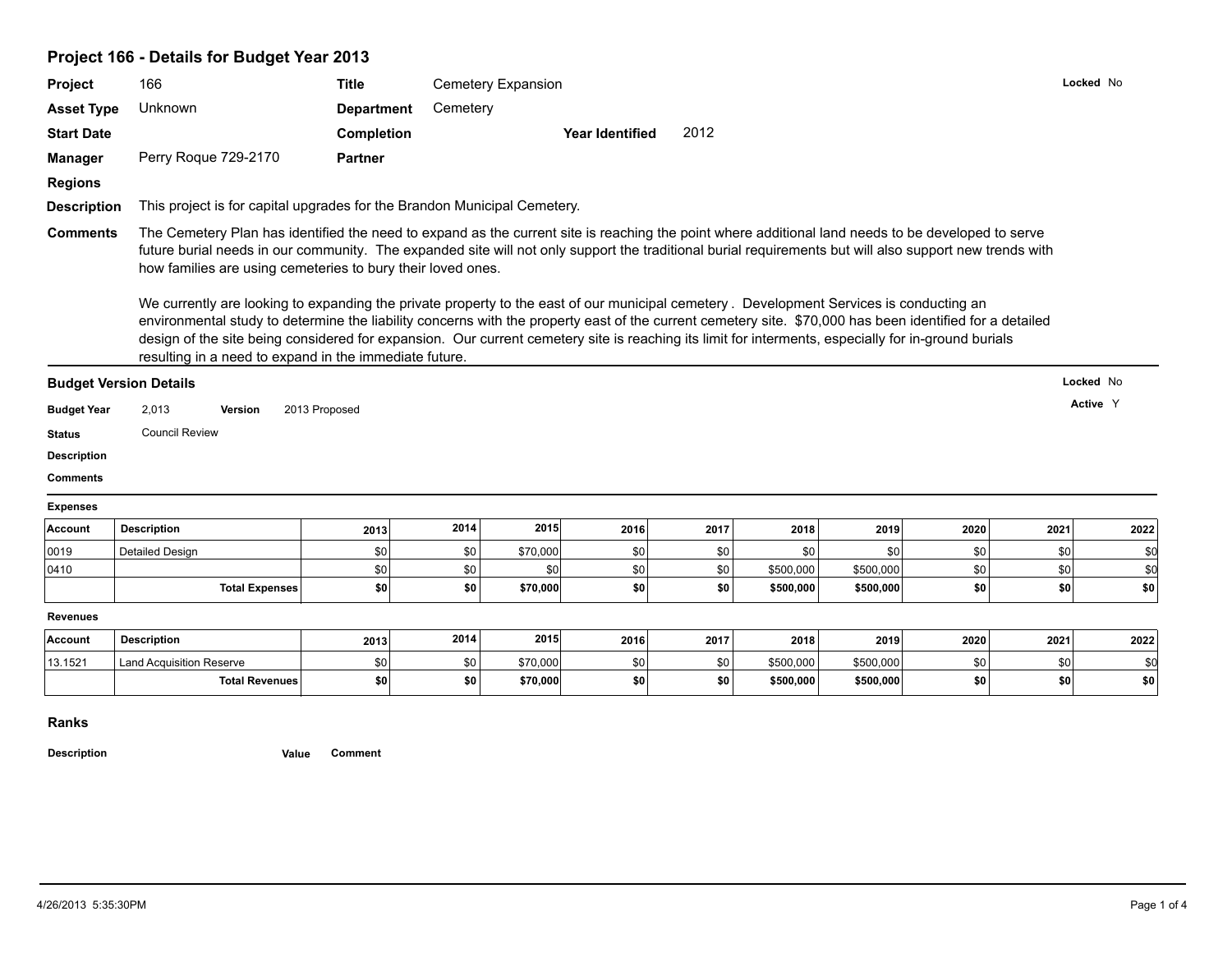## Project 166 - Details for Budget Year 2013

| | | | | | | |
|---|---|---|---|---|---|---|
| **Project** | 166 | **Title** | Cemetery Expansion | | | **Locked** No |
| **Asset Type** | Unknown | **Department** | Cemetery | | | |
| **Start Date** | | **Completion** | | **Year Identified** | 2012 | |
| **Manager** | Perry Roque 729-2170 | **Partner** | | | | |
| **Regions** | | | | | | |

**Description** This project is for capital upgrades for the Brandon Municipal Cemetery.

**Comments** The Cemetery Plan has identified the need to expand as the current site is reaching the point where additional land needs to be developed to serve future burial needs in our community. The expanded site will not only support the traditional burial requirements but will also support new trends with how families are using cemeteries to bury their loved ones.

We currently are looking to expanding the private property to the east of our municipal cemetery . Development Services is conducting an environmental study to determine the liability concerns with the property east of the current cemetery site. $70,000 has been identified for a detailed design of the site being considered for expansion. Our current cemetery site is reaching its limit for interments, especially for in-ground burials resulting in a need to expand in the immediate future.

### Budget Version Details

**Locked** No

**Budget Year** 2,013 **Version** 2013 Proposed **Active** Y

**Status** Council Review

**Description**

**Comments**

**Expenses**

| Account | Description | 2013 | 2014 | 2015 | 2016 | 2017 | 2018 | 2019 | 2020 | 2021 | 2022 |
|---|---|---|---|---|---|---|---|---|---|---|---|
| 0019 | Detailed Design | $0 | $0 | $70,000 | $0 | $0 | $0 | $0 | $0 | $0 | $0 |
| 0410 | | $0 | $0 | $0 | $0 | $0 | $500,000 | $500,000 | $0 | $0 | $0 |
| | **Total Expenses** | **$0** | **$0** | **$70,000** | **$0** | **$0** | **$500,000** | **$500,000** | **$0** | **$0** | **$0** |

**Revenues**

| Account | Description | 2013 | 2014 | 2015 | 2016 | 2017 | 2018 | 2019 | 2020 | 2021 | 2022 |
|---|---|---|---|---|---|---|---|---|---|---|---|
| 13.1521 | Land Acquisition Reserve | $0 | $0 | $70,000 | $0 | $0 | $500,000 | $500,000 | $0 | $0 | $0 |
| | **Total Revenues** | **$0** | **$0** | **$70,000** | **$0** | **$0** | **$500,000** | **$500,000** | **$0** | **$0** | **$0** |

### Ranks

| Description | Value | Comment |
|---|---|---|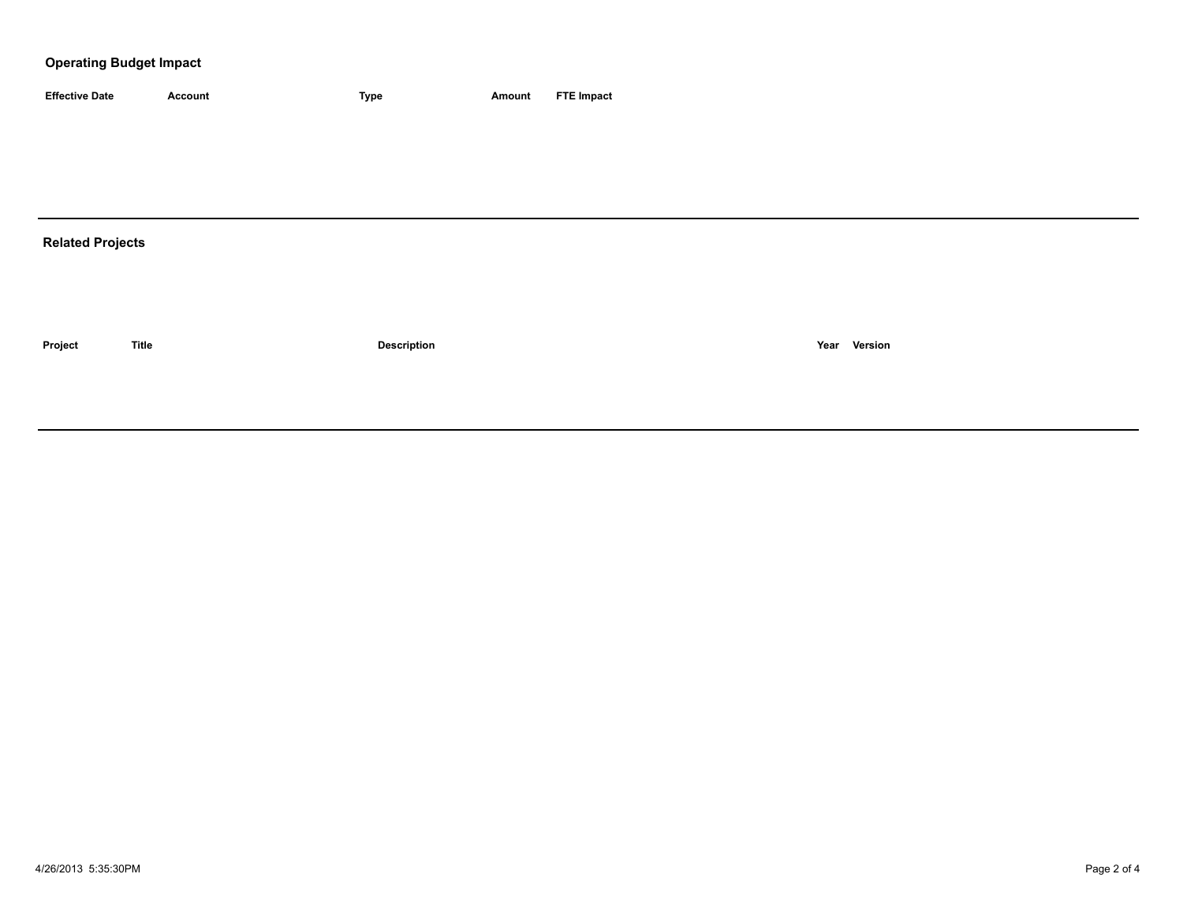## Operating Budget Impact

| Effective Date | Account | Type | Amount | FTE Impact |
| --- | --- | --- | --- | --- |

## Related Projects

| Project | Title | Description | Year | Version |
| --- | --- | --- | --- | --- |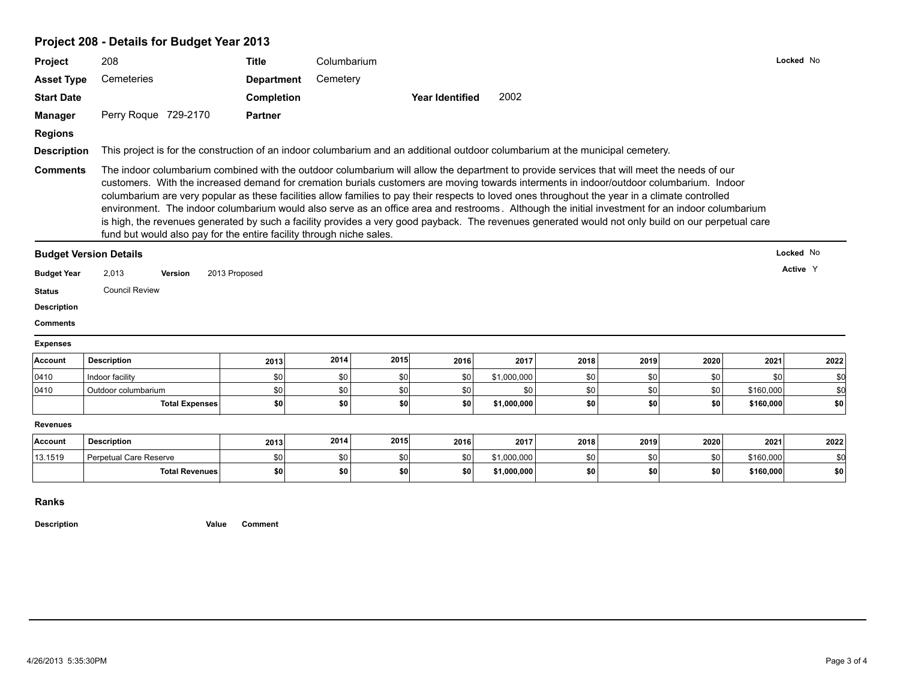## Project 208 - Details for Budget Year 2013

**Locked** No

| | | | | | |
|---|---|---|---|---|---|
| **Project** | 208 | **Title** | Columbarium | | |
| **Asset Type** | Cemeteries | **Department** | Cemetery | | |
| **Start Date** | | **Completion** | | **Year Identified** | 2002 |
| **Manager** | Perry Roque 729-2170 | **Partner** | | | |
| **Regions** | | | | | |

**Description** This project is for the construction of an indoor columbarium and an additional outdoor columbarium at the municipal cemetery.

**Comments** The indoor columbarium combined with the outdoor columbarium will allow the department to provide services that will meet the needs of our customers. With the increased demand for cremation burials customers are moving towards interments in indoor/outdoor columbarium. Indoor columbarium are very popular as these facilities allow families to pay their respects to loved ones throughout the year in a climate controlled environment. The indoor columbarium would also serve as an office area and restrooms. Although the initial investment for an indoor columbarium is high, the revenues generated by such a facility provides a very good payback. The revenues generated would not only build on our perpetual care fund but would also pay for the entire facility through niche sales.

### Budget Version Details

**Locked** No

**Active** Y

**Budget Year** 2,013 **Version** 2013 Proposed

**Status** Council Review

**Description**

**Comments**

**Expenses**

| Account | Description | 2013 | 2014 | 2015 | 2016 | 2017 | 2018 | 2019 | 2020 | 2021 | 2022 |
|---|---|---|---|---|---|---|---|---|---|---|---|
| 0410 | Indoor facility | $0 | $0 | $0 | $0 | $1,000,000 | $0 | $0 | $0 | $0 | $0 |
| 0410 | Outdoor columbarium | $0 | $0 | $0 | $0 | $0 | $0 | $0 | $0 | $160,000 | $0 |
| | **Total Expenses** | **$0** | **$0** | **$0** | **$0** | **$1,000,000** | **$0** | **$0** | **$0** | **$160,000** | **$0** |

**Revenues**

| Account | Description | 2013 | 2014 | 2015 | 2016 | 2017 | 2018 | 2019 | 2020 | 2021 | 2022 |
|---|---|---|---|---|---|---|---|---|---|---|---|
| 13.1519 | Perpetual Care Reserve | $0 | $0 | $0 | $0 | $1,000,000 | $0 | $0 | $0 | $160,000 | $0 |
| | **Total Revenues** | **$0** | **$0** | **$0** | **$0** | **$1,000,000** | **$0** | **$0** | **$0** | **$160,000** | **$0** |

### Ranks

| Description | Value | Comment |
|---|---|---|

4/26/2013 5:35:30PM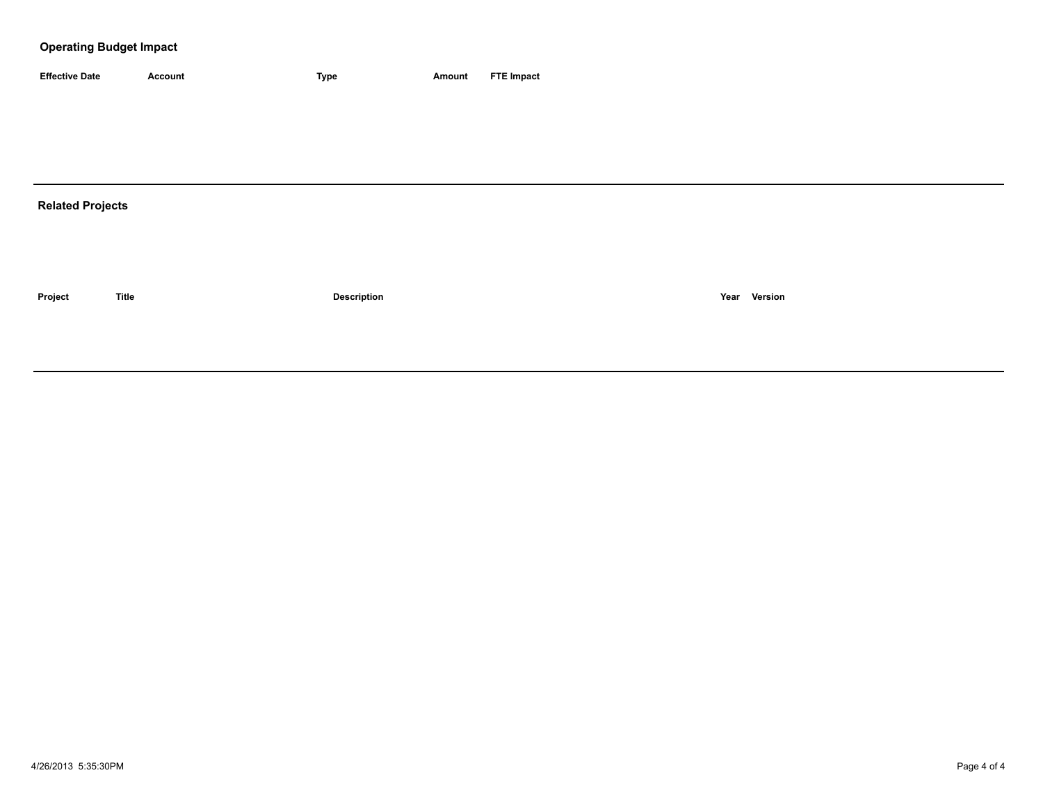## Operating Budget Impact

| Effective Date | Account | Type | Amount | FTE Impact |
|---|---|---|---|---|

## Related Projects

| Project | Title | Description | Year | Version |
|---|---|---|---|---|